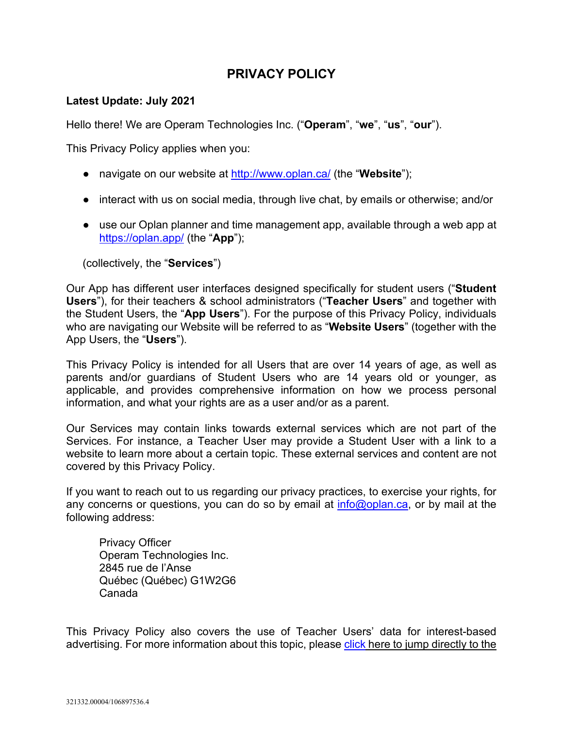# PRIVACY POLICY

**Latest Update: July 2021**

Hello there! We are Operam Technologies Inc. ("**Operam**", "**we**", "**us**", "**our**").

This Privacy Policy applies when you:

- navigate on our website at [http://www.oplan.ca/](http://www.oplan.ca/) (the "**Website**");
- interact with us on social media, through live chat, by emails or otherwise; and/or
- use our Oplan planner and time management app, available through a web app at [https://oplan.app/](https://oplan.app/) (the "**App**");

(collectively, the "**Services**")

Our App has different user interfaces designed specifically for student users ("**Student Users**"), for their teachers & school administrators ("**Teacher Users**" and together with the Student Users, the "**App Users**"). For the purpose of this Privacy Policy, individuals who are navigating our Website will be referred to as "**Website Users**" (together with the App Users, the "**Users**").

This Privacy Policy is intended for all Users that are over 14 years of age, as well as parents and/or guardians of Student Users who are 14 years old or younger, as applicable, and provides comprehensive information on how we process personal information, and what your rights are as a user and/or as a parent.

Our Services may contain links towards external services which are not part of the Services. For instance, a Teacher User may provide a Student User with a link to a website to learn more about a certain topic. These external services and content are not covered by this Privacy Policy.

If you want to reach out to us regarding our privacy practices, to exercise your rights, for any concerns or questions, you can do so by email at [info@oplan.ca](mailto:info@oplan.ca), or by mail at the following address:

Privacy Officer
Operam Technologies Inc.
2845 rue de l'Anse
Québec (Québec) G1W2G6
Canada

This Privacy Policy also covers the use of Teacher Users' data for interest-based advertising. For more information about this topic, please click here to jump directly to the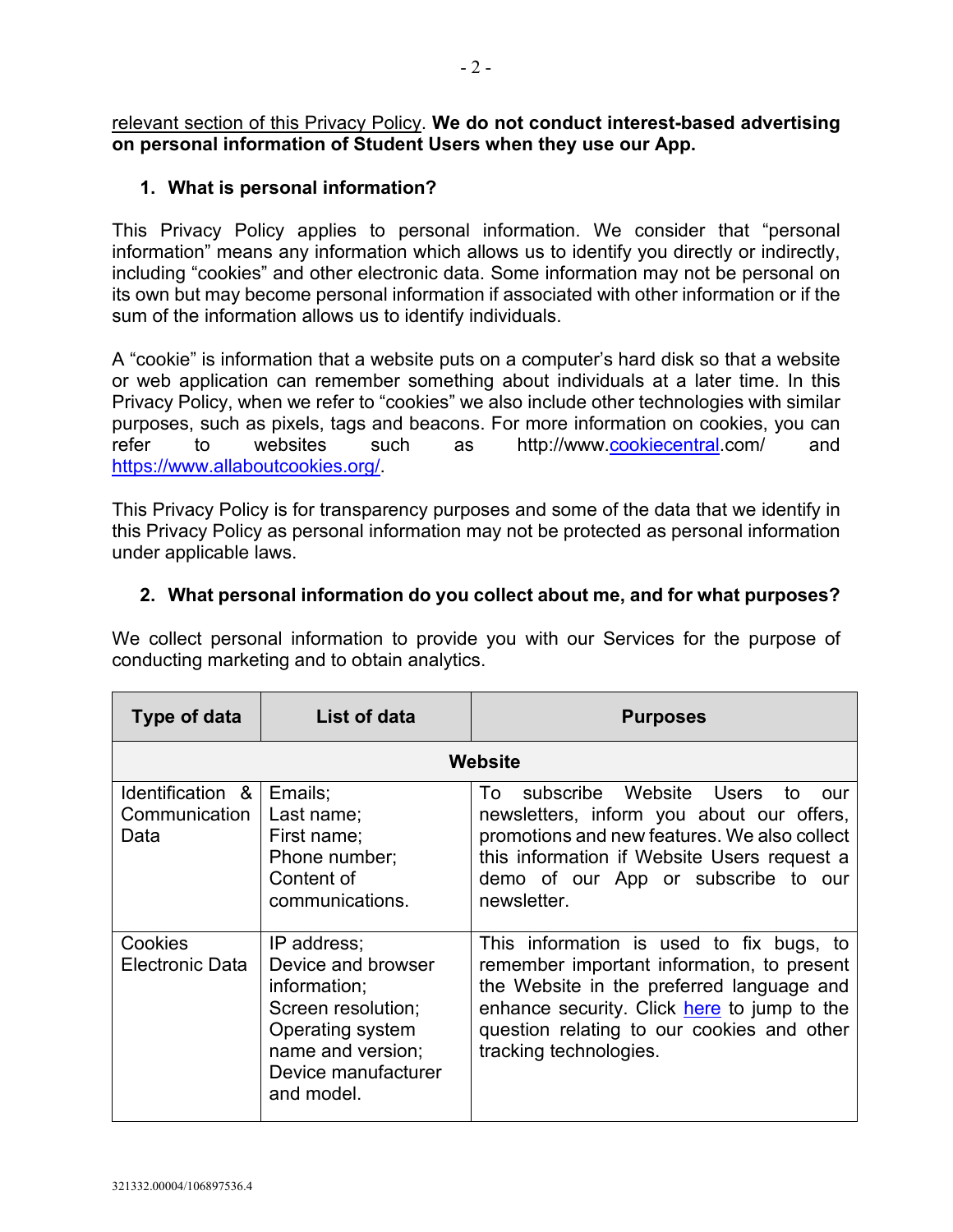relevant section of this Privacy Policy. **We do not conduct interest-based advertising on personal information of Student Users when they use our App.**

## 1. What is personal information?

This Privacy Policy applies to personal information. We consider that "personal information" means any information which allows us to identify you directly or indirectly, including "cookies" and other electronic data. Some information may not be personal on its own but may become personal information if associated with other information or if the sum of the information allows us to identify individuals.

A "cookie" is information that a website puts on a computer's hard disk so that a website or web application can remember something about individuals at a later time. In this Privacy Policy, when we refer to "cookies" we also include other technologies with similar purposes, such as pixels, tags and beacons. For more information on cookies, you can refer to websites such as http://www.cookiecentral.com/ and https://www.allaboutcookies.org/.

This Privacy Policy is for transparency purposes and some of the data that we identify in this Privacy Policy as personal information may not be protected as personal information under applicable laws.

## 2. What personal information do you collect about me, and for what purposes?

We collect personal information to provide you with our Services for the purpose of conducting marketing and to obtain analytics.

| Type of data | List of data | Purposes |
|---|---|---|
| **Website** | | |
| Identification & Communication Data | Emails;<br>Last name;<br>First name;<br>Phone number;<br>Content of communications. | To subscribe Website Users to our newsletters, inform you about our offers, promotions and new features. We also collect this information if Website Users request a demo of our App or subscribe to our newsletter. |
| Cookies Electronic Data | IP address;<br>Device and browser information;<br>Screen resolution;<br>Operating system name and version;<br>Device manufacturer and model. | This information is used to fix bugs, to remember important information, to present the Website in the preferred language and enhance security. Click here to jump to the question relating to our cookies and other tracking technologies. |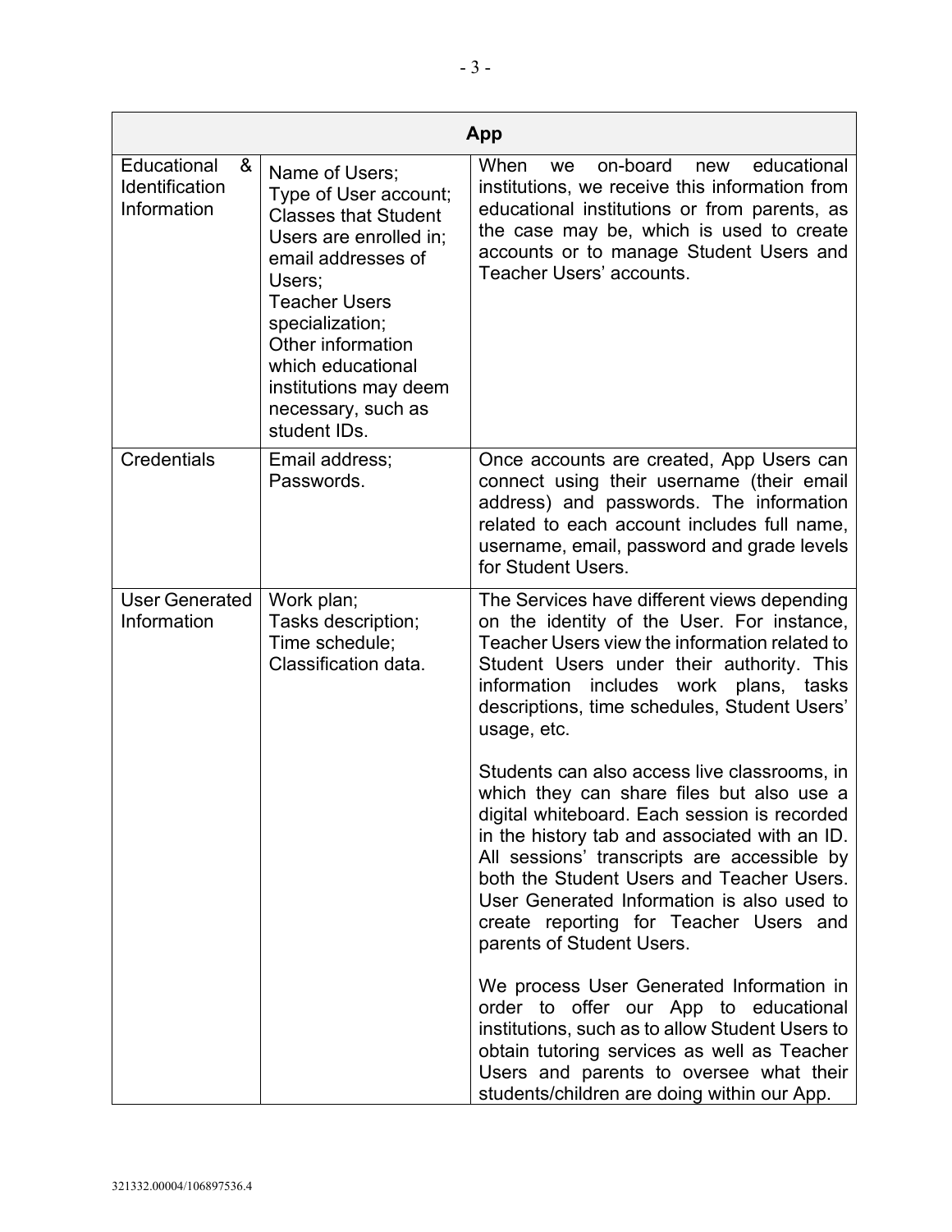| App | | |
|---|---|---|
| Educational & Identification Information | Name of Users; Type of User account; Classes that Student Users are enrolled in; email addresses of Users; Teacher Users specialization; Other information which educational institutions may deem necessary, such as student IDs. | When we on-board new educational institutions, we receive this information from educational institutions or from parents, as the case may be, which is used to create accounts or to manage Student Users and Teacher Users' accounts. |
| Credentials | Email address; Passwords. | Once accounts are created, App Users can connect using their username (their email address) and passwords. The information related to each account includes full name, username, email, password and grade levels for Student Users. |
| User Generated Information | Work plan; Tasks description; Time schedule; Classification data. | The Services have different views depending on the identity of the User. For instance, Teacher Users view the information related to Student Users under their authority. This information includes work plans, tasks descriptions, time schedules, Student Users' usage, etc.<br><br>Students can also access live classrooms, in which they can share files but also use a digital whiteboard. Each session is recorded in the history tab and associated with an ID. All sessions' transcripts are accessible by both the Student Users and Teacher Users. User Generated Information is also used to create reporting for Teacher Users and parents of Student Users.<br><br>We process User Generated Information in order to offer our App to educational institutions, such as to allow Student Users to obtain tutoring services as well as Teacher Users and parents to oversee what their students/children are doing within our App. |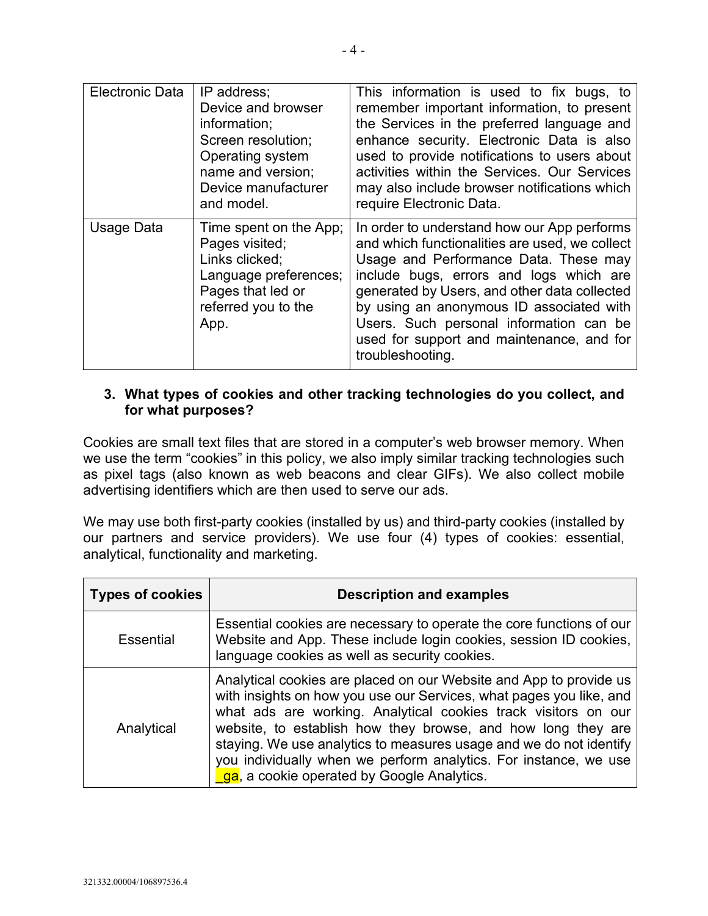| Electronic Data | IP address; Device and browser information; Screen resolution; Operating system name and version; Device manufacturer and model. | This information is used to fix bugs, to remember important information, to present the Services in the preferred language and enhance security. Electronic Data is also used to provide notifications to users about activities within the Services. Our Services may also include browser notifications which require Electronic Data. |
|---|---|---|
| Usage Data | Time spent on the App; Pages visited; Links clicked; Language preferences; Pages that led or referred you to the App. | In order to understand how our App performs and which functionalities are used, we collect Usage and Performance Data. These may include bugs, errors and logs which are generated by Users, and other data collected by using an anonymous ID associated with Users. Such personal information can be used for support and maintenance, and for troubleshooting. |

## 3. What types of cookies and other tracking technologies do you collect, and for what purposes?

Cookies are small text files that are stored in a computer's web browser memory. When we use the term "cookies" in this policy, we also imply similar tracking technologies such as pixel tags (also known as web beacons and clear GIFs). We also collect mobile advertising identifiers which are then used to serve our ads.

We may use both first-party cookies (installed by us) and third-party cookies (installed by our partners and service providers). We use four (4) types of cookies: essential, analytical, functionality and marketing.

| Types of cookies | Description and examples |
|---|---|
| Essential | Essential cookies are necessary to operate the core functions of our Website and App. These include login cookies, session ID cookies, language cookies as well as security cookies. |
| Analytical | Analytical cookies are placed on our Website and App to provide us with insights on how you use our Services, what pages you like, and what ads are working. Analytical cookies track visitors on our website, to establish how they browse, and how long they are staying. We use analytics to measures usage and we do not identify you individually when we perform analytics. For instance, we use _ga, a cookie operated by Google Analytics. |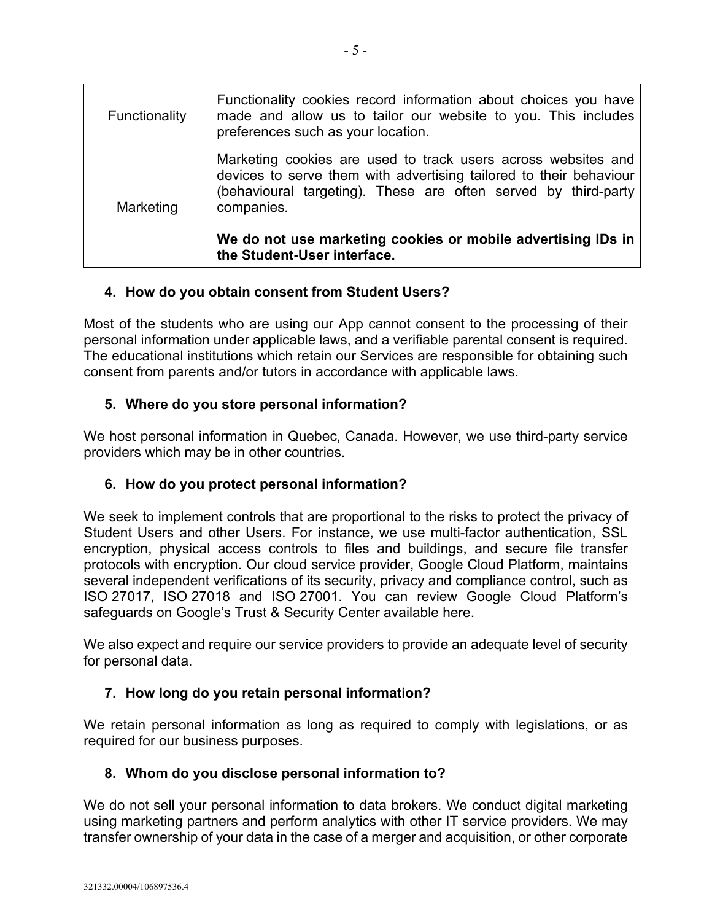| | |
|---|---|
| Functionality | Functionality cookies record information about choices you have made and allow us to tailor our website to you. This includes preferences such as your location. |
| Marketing | Marketing cookies are used to track users across websites and devices to serve them with advertising tailored to their behaviour (behavioural targeting). These are often served by third-party companies.<br><br>**We do not use marketing cookies or mobile advertising IDs in the Student-User interface.** |

### 4. How do you obtain consent from Student Users?

Most of the students who are using our App cannot consent to the processing of their personal information under applicable laws, and a verifiable parental consent is required. The educational institutions which retain our Services are responsible for obtaining such consent from parents and/or tutors in accordance with applicable laws.

### 5. Where do you store personal information?

We host personal information in Quebec, Canada. However, we use third-party service providers which may be in other countries.

### 6. How do you protect personal information?

We seek to implement controls that are proportional to the risks to protect the privacy of Student Users and other Users. For instance, we use multi-factor authentication, SSL encryption, physical access controls to files and buildings, and secure file transfer protocols with encryption. Our cloud service provider, Google Cloud Platform, maintains several independent verifications of its security, privacy and compliance control, such as ISO 27017, ISO 27018 and ISO 27001. You can review Google Cloud Platform's safeguards on Google's Trust & Security Center available here.

We also expect and require our service providers to provide an adequate level of security for personal data.

### 7. How long do you retain personal information?

We retain personal information as long as required to comply with legislations, or as required for our business purposes.

### 8. Whom do you disclose personal information to?

We do not sell your personal information to data brokers. We conduct digital marketing using marketing partners and perform analytics with other IT service providers. We may transfer ownership of your data in the case of a merger and acquisition, or other corporate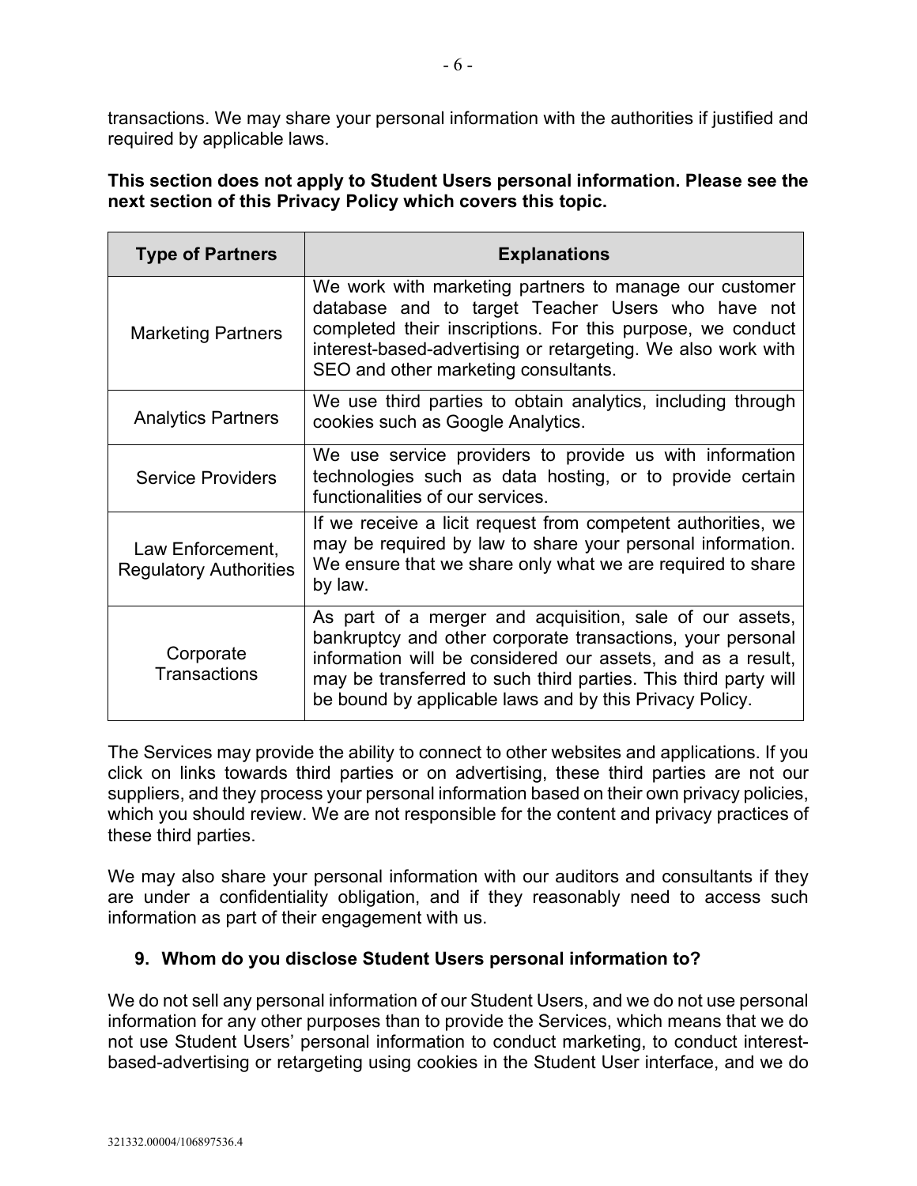transactions. We may share your personal information with the authorities if justified and required by applicable laws.

**This section does not apply to Student Users personal information. Please see the next section of this Privacy Policy which covers this topic.**

| Type of Partners | Explanations |
| --- | --- |
| Marketing Partners | We work with marketing partners to manage our customer database and to target Teacher Users who have not completed their inscriptions. For this purpose, we conduct interest-based-advertising or retargeting. We also work with SEO and other marketing consultants. |
| Analytics Partners | We use third parties to obtain analytics, including through cookies such as Google Analytics. |
| Service Providers | We use service providers to provide us with information technologies such as data hosting, or to provide certain functionalities of our services. |
| Law Enforcement, Regulatory Authorities | If we receive a licit request from competent authorities, we may be required by law to share your personal information. We ensure that we share only what we are required to share by law. |
| Corporate Transactions | As part of a merger and acquisition, sale of our assets, bankruptcy and other corporate transactions, your personal information will be considered our assets, and as a result, may be transferred to such third parties. This third party will be bound by applicable laws and by this Privacy Policy. |

The Services may provide the ability to connect to other websites and applications. If you click on links towards third parties or on advertising, these third parties are not our suppliers, and they process your personal information based on their own privacy policies, which you should review. We are not responsible for the content and privacy practices of these third parties.

We may also share your personal information with our auditors and consultants if they are under a confidentiality obligation, and if they reasonably need to access such information as part of their engagement with us.

## 9. Whom do you disclose Student Users personal information to?

We do not sell any personal information of our Student Users, and we do not use personal information for any other purposes than to provide the Services, which means that we do not use Student Users' personal information to conduct marketing, to conduct interest-based-advertising or retargeting using cookies in the Student User interface, and we do

321332.00004/106897536.4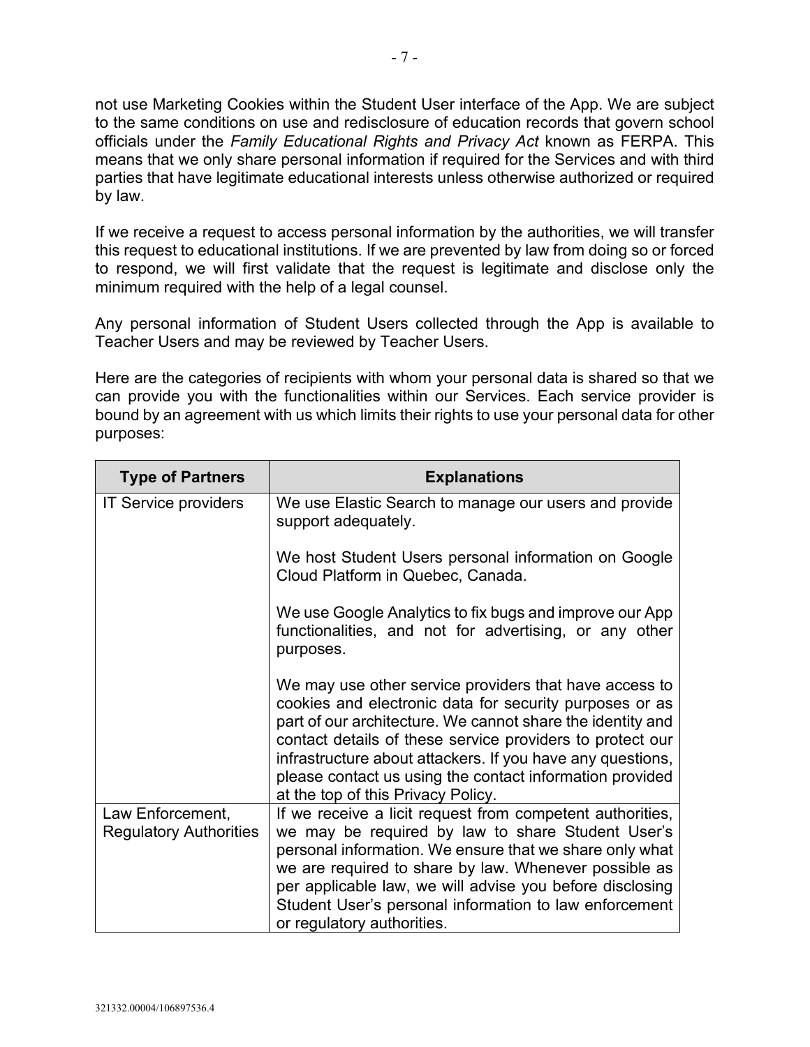not use Marketing Cookies within the Student User interface of the App. We are subject to the same conditions on use and redisclosure of education records that govern school officials under the *Family Educational Rights and Privacy Act* known as FERPA. This means that we only share personal information if required for the Services and with third parties that have legitimate educational interests unless otherwise authorized or required by law.

If we receive a request to access personal information by the authorities, we will transfer this request to educational institutions. If we are prevented by law from doing so or forced to respond, we will first validate that the request is legitimate and disclose only the minimum required with the help of a legal counsel.

Any personal information of Student Users collected through the App is available to Teacher Users and may be reviewed by Teacher Users.

Here are the categories of recipients with whom your personal data is shared so that we can provide you with the functionalities within our Services. Each service provider is bound by an agreement with us which limits their rights to use your personal data for other purposes:

| Type of Partners | Explanations |
|---|---|
| IT Service providers | We use Elastic Search to manage our users and provide support adequately.<br><br>We host Student Users personal information on Google Cloud Platform in Quebec, Canada.<br><br>We use Google Analytics to fix bugs and improve our App functionalities, and not for advertising, or any other purposes.<br><br>We may use other service providers that have access to cookies and electronic data for security purposes or as part of our architecture. We cannot share the identity and contact details of these service providers to protect our infrastructure about attackers. If you have any questions, please contact us using the contact information provided at the top of this Privacy Policy. |
| Law Enforcement, Regulatory Authorities | If we receive a licit request from competent authorities, we may be required by law to share Student User's personal information. We ensure that we share only what we are required to share by law. Whenever possible as per applicable law, we will advise you before disclosing Student User's personal information to law enforcement or regulatory authorities. |

321332.00004/106897536.4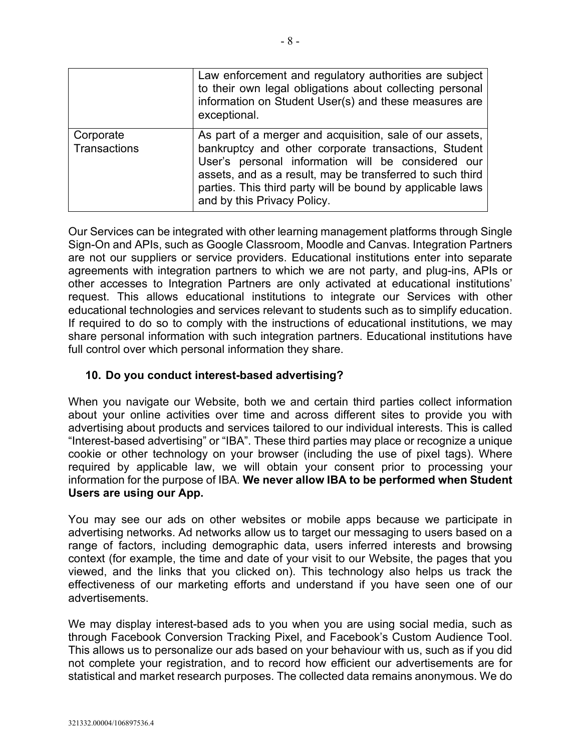| | |
|---|---|
| | Law enforcement and regulatory authorities are subject to their own legal obligations about collecting personal information on Student User(s) and these measures are exceptional. |
| Corporate Transactions | As part of a merger and acquisition, sale of our assets, bankruptcy and other corporate transactions, Student User's personal information will be considered our assets, and as a result, may be transferred to such third parties. This third party will be bound by applicable laws and by this Privacy Policy. |

Our Services can be integrated with other learning management platforms through Single Sign-On and APIs, such as Google Classroom, Moodle and Canvas. Integration Partners are not our suppliers or service providers. Educational institutions enter into separate agreements with integration partners to which we are not party, and plug-ins, APIs or other accesses to Integration Partners are only activated at educational institutions' request. This allows educational institutions to integrate our Services with other educational technologies and services relevant to students such as to simplify education. If required to do so to comply with the instructions of educational institutions, we may share personal information with such integration partners. Educational institutions have full control over which personal information they share.

### 10. Do you conduct interest-based advertising?

When you navigate our Website, both we and certain third parties collect information about your online activities over time and across different sites to provide you with advertising about products and services tailored to our individual interests. This is called "Interest-based advertising" or "IBA". These third parties may place or recognize a unique cookie or other technology on your browser (including the use of pixel tags). Where required by applicable law, we will obtain your consent prior to processing your information for the purpose of IBA. **We never allow IBA to be performed when Student Users are using our App.**

You may see our ads on other websites or mobile apps because we participate in advertising networks. Ad networks allow us to target our messaging to users based on a range of factors, including demographic data, users inferred interests and browsing context (for example, the time and date of your visit to our Website, the pages that you viewed, and the links that you clicked on). This technology also helps us track the effectiveness of our marketing efforts and understand if you have seen one of our advertisements.

We may display interest-based ads to you when you are using social media, such as through Facebook Conversion Tracking Pixel, and Facebook's Custom Audience Tool. This allows us to personalize our ads based on your behaviour with us, such as if you did not complete your registration, and to record how efficient our advertisements are for statistical and market research purposes. The collected data remains anonymous. We do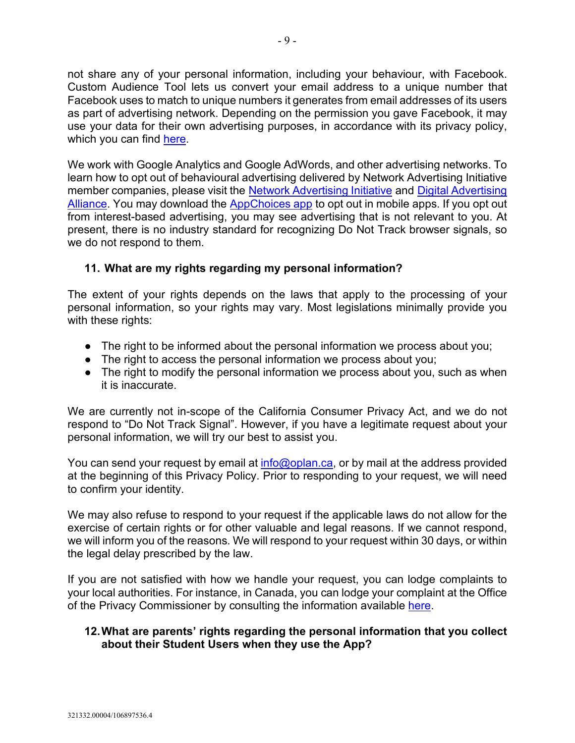not share any of your personal information, including your behaviour, with Facebook. Custom Audience Tool lets us convert your email address to a unique number that Facebook uses to match to unique numbers it generates from email addresses of its users as part of advertising network. Depending on the permission you gave Facebook, it may use your data for their own advertising purposes, in accordance with its privacy policy, which you can find here.

We work with Google Analytics and Google AdWords, and other advertising networks. To learn how to opt out of behavioural advertising delivered by Network Advertising Initiative member companies, please visit the Network Advertising Initiative and Digital Advertising Alliance. You may download the AppChoices app to opt out in mobile apps. If you opt out from interest-based advertising, you may see advertising that is not relevant to you. At present, there is no industry standard for recognizing Do Not Track browser signals, so we do not respond to them.

### 11. What are my rights regarding my personal information?

The extent of your rights depends on the laws that apply to the processing of your personal information, so your rights may vary. Most legislations minimally provide you with these rights:

- The right to be informed about the personal information we process about you;
- The right to access the personal information we process about you;
- The right to modify the personal information we process about you, such as when it is inaccurate.

We are currently not in-scope of the California Consumer Privacy Act, and we do not respond to "Do Not Track Signal". However, if you have a legitimate request about your personal information, we will try our best to assist you.

You can send your request by email at info@oplan.ca, or by mail at the address provided at the beginning of this Privacy Policy. Prior to responding to your request, we will need to confirm your identity.

We may also refuse to respond to your request if the applicable laws do not allow for the exercise of certain rights or for other valuable and legal reasons. If we cannot respond, we will inform you of the reasons. We will respond to your request within 30 days, or within the legal delay prescribed by the law.

If you are not satisfied with how we handle your request, you can lodge complaints to your local authorities. For instance, in Canada, you can lodge your complaint at the Office of the Privacy Commissioner by consulting the information available here.

### 12. What are parents' rights regarding the personal information that you collect about their Student Users when they use the App?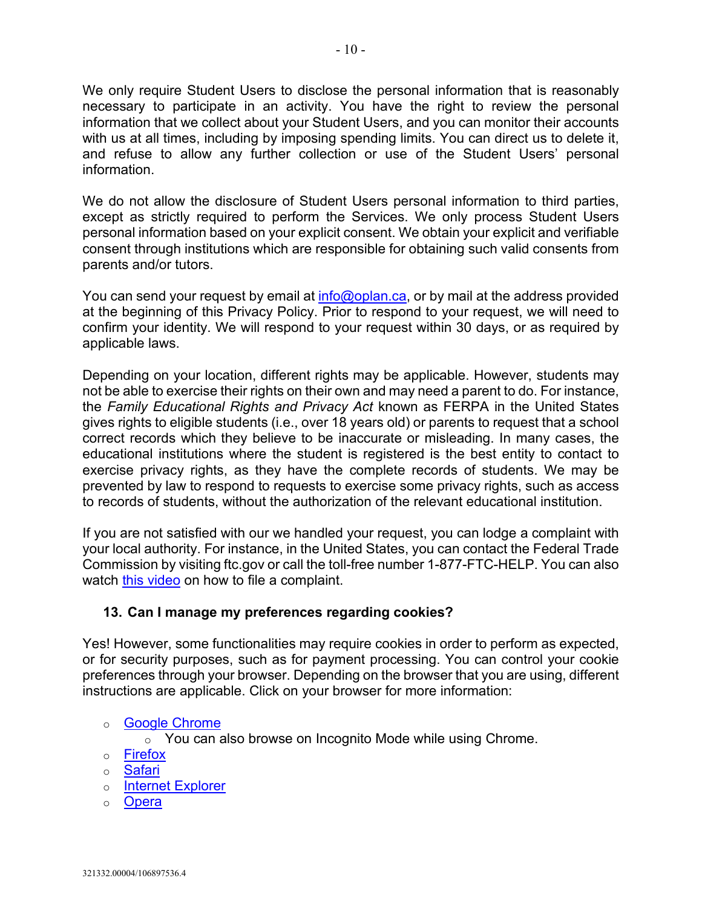We only require Student Users to disclose the personal information that is reasonably necessary to participate in an activity. You have the right to review the personal information that we collect about your Student Users, and you can monitor their accounts with us at all times, including by imposing spending limits. You can direct us to delete it, and refuse to allow any further collection or use of the Student Users' personal information.

We do not allow the disclosure of Student Users personal information to third parties, except as strictly required to perform the Services. We only process Student Users personal information based on your explicit consent. We obtain your explicit and verifiable consent through institutions which are responsible for obtaining such valid consents from parents and/or tutors.

You can send your request by email at [info@oplan.ca](mailto:info@oplan.ca), or by mail at the address provided at the beginning of this Privacy Policy. Prior to respond to your request, we will need to confirm your identity. We will respond to your request within 30 days, or as required by applicable laws.

Depending on your location, different rights may be applicable. However, students may not be able to exercise their rights on their own and may need a parent to do. For instance, the *Family Educational Rights and Privacy Act* known as FERPA in the United States gives rights to eligible students (i.e., over 18 years old) or parents to request that a school correct records which they believe to be inaccurate or misleading. In many cases, the educational institutions where the student is registered is the best entity to contact to exercise privacy rights, as they have the complete records of students. We may be prevented by law to respond to requests to exercise some privacy rights, such as access to records of students, without the authorization of the relevant educational institution.

If you are not satisfied with our we handled your request, you can lodge a complaint with your local authority. For instance, in the United States, you can contact the Federal Trade Commission by visiting ftc.gov or call the toll-free number 1-877-FTC-HELP. You can also watch this video on how to file a complaint.

## 13. Can I manage my preferences regarding cookies?

Yes! However, some functionalities may require cookies in order to perform as expected, or for security purposes, such as for payment processing. You can control your cookie preferences through your browser. Depending on the browser that you are using, different instructions are applicable. Click on your browser for more information:

- Google Chrome
  - You can also browse on Incognito Mode while using Chrome.
- Firefox
- Safari
- Internet Explorer
- Opera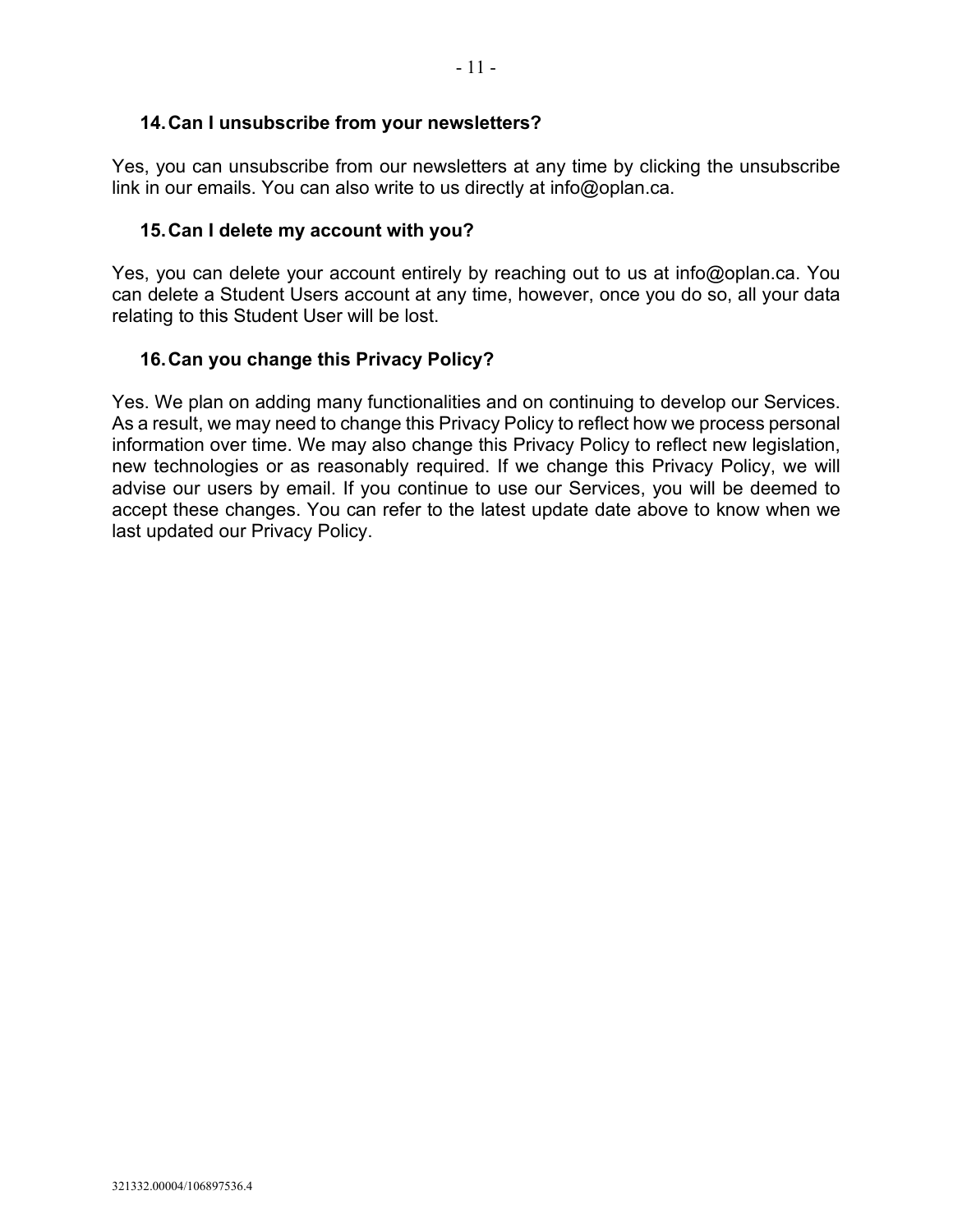### 14. Can I unsubscribe from your newsletters?

Yes, you can unsubscribe from our newsletters at any time by clicking the unsubscribe link in our emails. You can also write to us directly at info@oplan.ca.

### 15. Can I delete my account with you?

Yes, you can delete your account entirely by reaching out to us at info@oplan.ca. You can delete a Student Users account at any time, however, once you do so, all your data relating to this Student User will be lost.

### 16. Can you change this Privacy Policy?

Yes. We plan on adding many functionalities and on continuing to develop our Services. As a result, we may need to change this Privacy Policy to reflect how we process personal information over time. We may also change this Privacy Policy to reflect new legislation, new technologies or as reasonably required. If we change this Privacy Policy, we will advise our users by email. If you continue to use our Services, you will be deemed to accept these changes. You can refer to the latest update date above to know when we last updated our Privacy Policy.